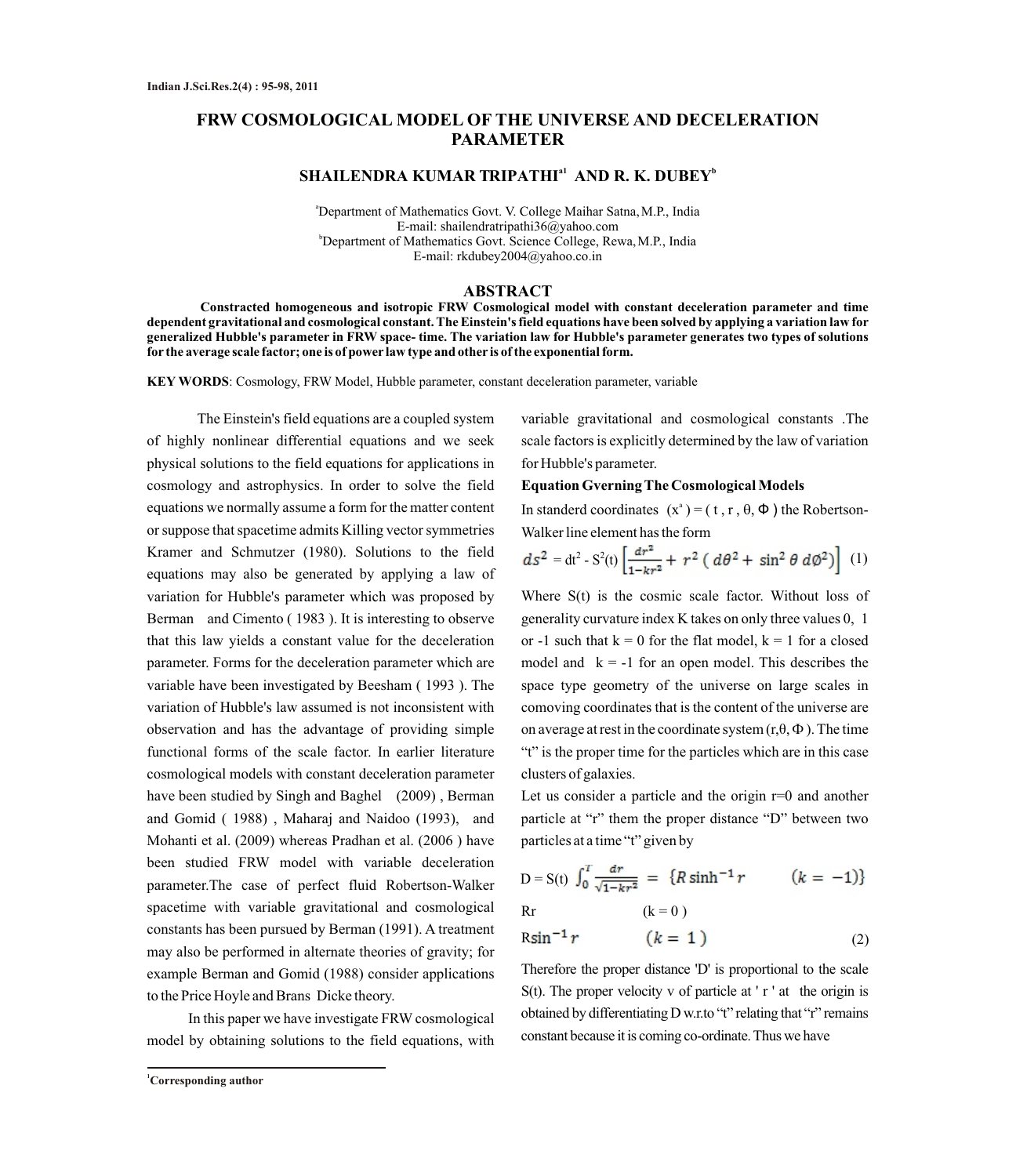# FRW COSMOLOGICAL MODEL OF THE UNIVERSE AND DECELERATION PARAMETER

**SHAILENDRA KUMAR TRIPATHI[a1] AND R. K. DUBEY[b]**

[a]Department of Mathematics Govt. V. College Maihar Satna, M.P., India
E-mail: shailendratripathi36@yahoo.com
[b]Department of Mathematics Govt. Science College, Rewa, M.P., India
E-mail: rkdubey2004@yahoo.co.in

## ABSTRACT

**Constracted homogeneous and isotropic FRW Cosmological model with constant deceleration parameter and time dependent gravitational and cosmological constant. The Einstein's field equations have been solved by applying a variation law for generalized Hubble's parameter in FRW space- time. The variation law for Hubble's parameter generates two types of solutions for the average scale factor; one is of power law type and other is of the exponential form.**

**KEY WORDS**: Cosmology, FRW Model, Hubble parameter, constant deceleration parameter, variable

The Einstein's field equations are a coupled system of highly nonlinear differential equations and we seek physical solutions to the field equations for applications in cosmology and astrophysics. In order to solve the field equations we normally assume a form for the matter content or suppose that spacetime admits Killing vector symmetries Kramer and Schmutzer (1980). Solutions to the field equations may also be generated by applying a law of variation for Hubble's parameter which was proposed by Berman and Cimento ( 1983 ). It is interesting to observe that this law yields a constant value for the deceleration parameter. Forms for the deceleration parameter which are variable have been investigated by Beesham ( 1993 ). The variation of Hubble's law assumed is not inconsistent with observation and has the advantage of providing simple functional forms of the scale factor. In earlier literature cosmological models with constant deceleration parameter have been studied by Singh and Baghel (2009) , Berman and Gomid ( 1988) , Maharaj and Naidoo (1993), and Mohanti et al. (2009) whereas Pradhan et al. (2006 ) have been studied FRW model with variable deceleration parameter.The case of perfect fluid Robertson-Walker spacetime with variable gravitational and cosmological constants has been pursued by Berman (1991). A treatment may also be performed in alternate theories of gravity; for example Berman and Gomid (1988) consider applications to the Price Hoyle and Brans Dicke theory.

In this paper we have investigate FRW cosmological model by obtaining solutions to the field equations, with variable gravitational and cosmological constants .The scale factors is explicitly determined by the law of variation for Hubble's parameter.

**Equation Gverning The Cosmological Models**

In standerd coordinates $(x^a) = (t, r, \theta, \Phi)$ the Robertson-Walker line element has the form

$$ds^2 = dt^2 - S^2(t)\left[\frac{dr^2}{1-kr^2} + r^2\,(d\theta^2 + \sin^2\theta\, d\emptyset^2)\right] \quad (1)$$

Where S(t) is the cosmic scale factor. Without loss of generality curvature index K takes on only three values 0, 1 or -1 such that k = 0 for the flat model, k = 1 for a closed model and k = -1 for an open model. This describes the space type geometry of the universe on large scales in comoving coordinates that is the content of the universe are on average at rest in the coordinate system $(r, \theta, \Phi)$. The time "t" is the proper time for the particles which are in this case clusters of galaxies.

Let us consider a particle and the origin r=0 and another particle at "r" them the proper distance "D" between two particles at a time "t" given by

$$D = S(t)\int_0^r \frac{dr}{\sqrt{1-kr^2}} = \begin{cases} R\sinh^{-1} r & (k=-1) \\ Rr & (k=0) \\ R\sin^{-1} r & (k=1) \end{cases} \quad (2)$$

Therefore the proper distance 'D' is proportional to the scale S(t). The proper velocity v of particle at ' r ' at the origin is obtained by differentiating D w.r.to "t" relating that "r" remains constant because it is coming co-ordinate. Thus we have

[1]Corresponding author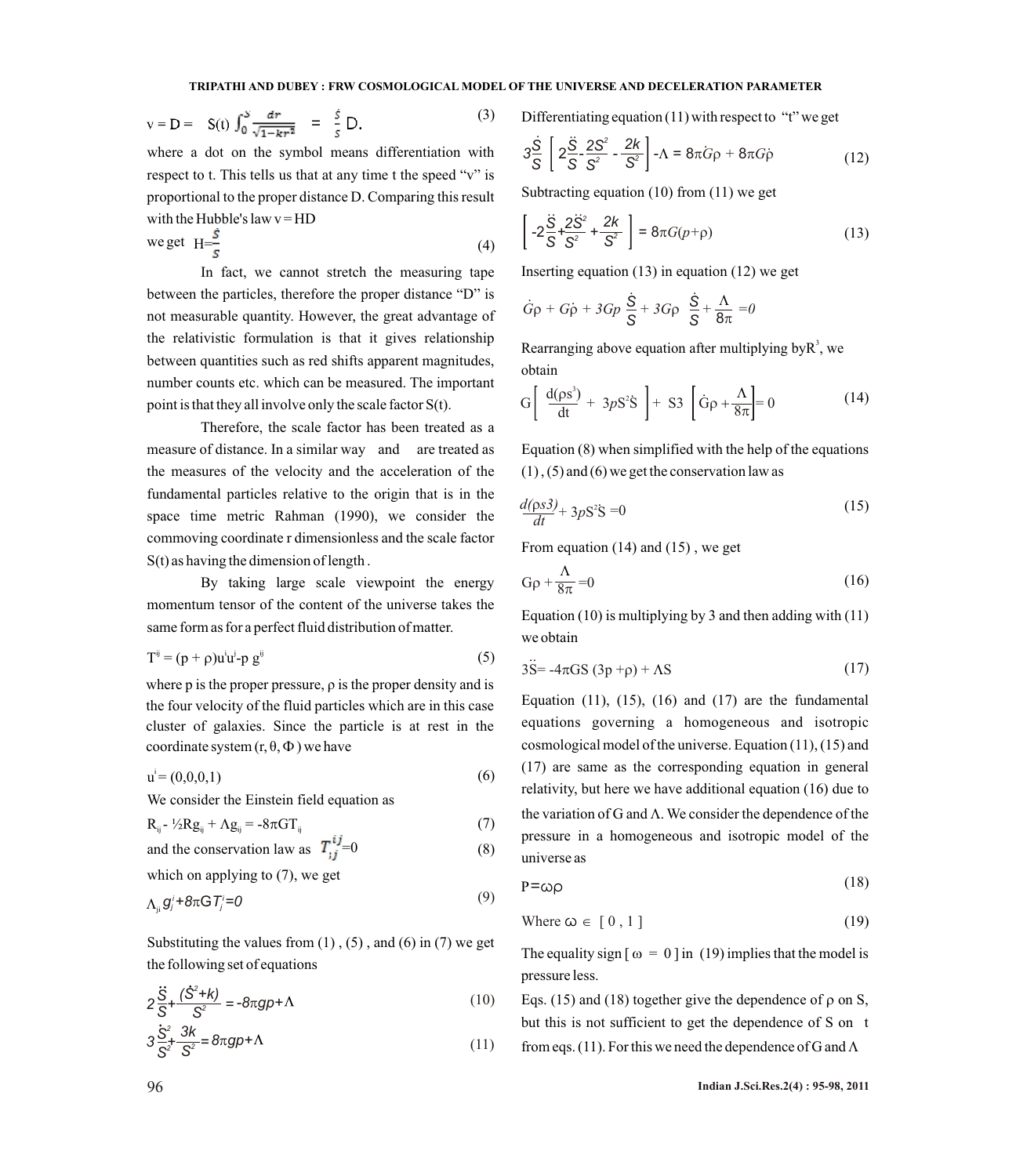$$v = D = S(t)\int_0^S \frac{dr}{\sqrt{1-kr^2}} = \frac{\dot{S}}{S}D. \tag{3}$$

where a dot on the symbol means differentiation with respect to t. This tells us that at any time t the speed "v" is proportional to the proper distance D. Comparing this result with the Hubble's law v = HD

we get $H = \frac{\dot{S}}{S}$ (4)

In fact, we cannot stretch the measuring tape between the particles, therefore the proper distance "D" is not measurable quantity. However, the great advantage of the relativistic formulation is that it gives relationship between quantities such as red shifts apparent magnitudes, number counts etc. which can be measured. The important point is that they all involve only the scale factor S(t).

Therefore, the scale factor has been treated as a measure of distance. In a similar way and are treated as the measures of the velocity and the acceleration of the fundamental particles relative to the origin that is in the space time metric Rahman (1990), we consider the commoving coordinate r dimensionless and the scale factor S(t) as having the dimension of length .

By taking large scale viewpoint the energy momentum tensor of the content of the universe takes the same form as for a perfect fluid distribution of matter.

$$T^{ij} = (p + \rho)u^i u^j - p\, g^{ij} \tag{5}$$

where p is the proper pressure, ρ is the proper density and is the four velocity of the fluid particles which are in this case cluster of galaxies. Since the particle is at rest in the coordinate system (r, θ, Φ ) we have

$$u^i = (0,0,0,1) \tag{6}$$

We consider the Einstein field equation as

$$R_{ij} - \tfrac{1}{2}Rg_{ij} + \Lambda g_{ij} = -8\pi G T_{ij} \tag{7}$$

and the conservation law as $T^{ij}_{;j} = 0$ (8)

which on applying to (7), we get

$$\Lambda_{ji}\, g^i_j + 8\pi G T^i_j = 0 \tag{9}$$

Substituting the values from (1) , (5) , and (6) in (7) we get the following set of equations

$$2\frac{\ddot{S}}{S} + \frac{(\dot{S}^2 + k)}{S^2} = -8\pi g p + \Lambda \tag{10}$$

$$3\frac{\dot{S}^2}{S^2} + \frac{3k}{S^2} = 8\pi g p + \Lambda \tag{11}$$

Differentiating equation (11) with respect to "t" we get

$$3\frac{\dot{S}}{S}\left[2\frac{\ddot{S}}{S} - \frac{2S^2}{S^2} - \frac{2k}{S^2}\right] - \Lambda = 8\pi\dot{G}\rho + 8\pi G\dot{\rho} \tag{12}$$

Subtracting equation (10) from (11) we get

$$\left[-2\frac{\ddot{S}}{S} + \frac{2\dot{S}^2}{S^2} + \frac{2k}{S^2}\right] = 8\pi G(p+\rho) \tag{13}$$

Inserting equation (13) in equation (12) we get

$$\dot{G}\rho + G\dot{\rho} + 3Gp\frac{\dot{S}}{S} + 3G\rho\frac{\dot{S}}{S} + \frac{\Lambda}{8\pi} = 0$$

Rearranging above equation after multiplying by $R^3$, we obtain

$$G\left[\frac{d(\rho s^3)}{dt} + 3pS^2\dot{S}\right] + S3\left[\dot{G}\rho + \frac{\Lambda}{8\pi}\right] = 0 \tag{14}$$

Equation (8) when simplified with the help of the equations (1) , (5) and (6) we get the conservation law as

$$\frac{d(\rho s3)}{dt} + 3pS^2\dot{S} = 0 \tag{15}$$

From equation (14) and (15) , we get

$$G\rho + \frac{\Lambda}{8\pi} = 0 \tag{16}$$

Equation (10) is multiplying by 3 and then adding with (11) we obtain

$$3\ddot{S} = -4\pi GS(3p + \rho) + \Lambda S \tag{17}$$

Equation (11), (15), (16) and (17) are the fundamental equations governing a homogeneous and isotropic cosmological model of the universe. Equation (11), (15) and (17) are same as the corresponding equation in general relativity, but here we have additional equation (16) due to the variation of G and Λ. We consider the dependence of the pressure in a homogeneous and isotropic model of the universe as

$$P = \omega\rho \tag{18}$$

$$\text{Where } \omega \in [0, 1] \tag{19}$$

The equality sign [ ω = 0 ] in (19) implies that the model is pressure less.

Eqs. (15) and (18) together give the dependence of ρ on S, but this is not sufficient to get the dependence of S on t from eqs. (11). For this we need the dependence of G and Λ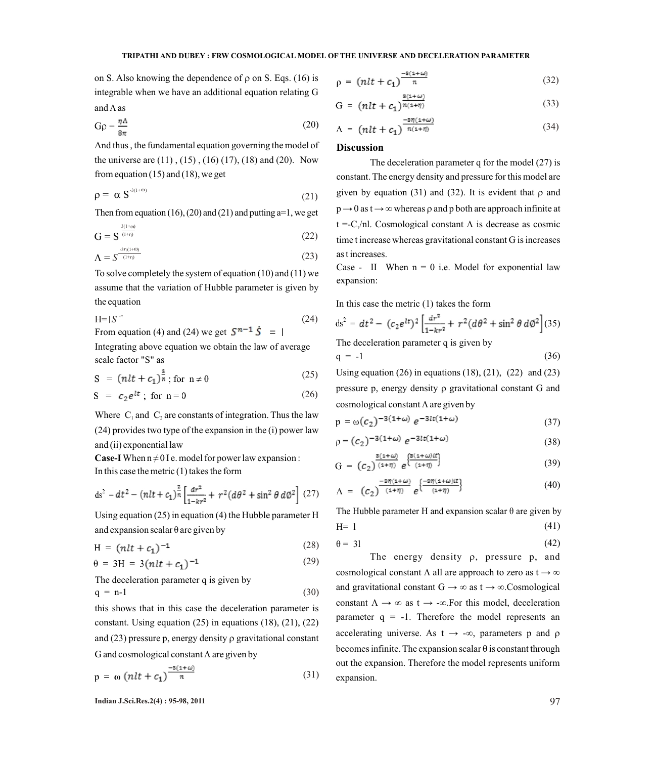on S. Also knowing the dependence of ρ on S. Eqs. (16) is integrable when we have an additional equation relating G and Λ as

$$G\rho = \frac{\eta\Lambda}{8\pi} \tag{20}$$

And thus , the fundamental equation governing the model of the universe are (11) , (15) , (16) (17), (18) and (20). Now from equation (15) and (18), we get

$$\rho = \alpha S^{-3(1+\omega)} \tag{21}$$

Then from equation (16), (20) and (21) and putting a=1, we get

$$G = S^{\frac{3(1+\omega)}{(1+\eta)}} \tag{22}$$

$$\Lambda = S^{\frac{-3\eta(1+\omega)}{(1+\eta)}} \tag{23}$$

To solve completely the system of equation (10) and (11) we assume that the variation of Hubble parameter is given by the equation

$$H = l S^{-n} \tag{24}$$

From equation (4) and (24) we get $S^{n-1}\dot{S} = l$

Integrating above equation we obtain the law of average scale factor "S" as

$$S = (nlt + c_1)^{\frac{1}{n}} \text{ ; for } n \neq 0 \tag{25}$$

$$S = c_2 e^{lt} \text{ ; for } n = 0 \tag{26}$$

Where $C_1$ and $C_2$ are constants of integration. Thus the law (24) provides two type of the expansion in the (i) power law and (ii) exponential law

**Case-I** When $n \neq 0$ I e. model for power law expansion :
In this case the metric (1) takes the form

$$ds^2 = dt^2 - (nlt + c_1)^{\frac{2}{n}}\left[\frac{dr^2}{1-kr^2} + r^2(d\theta^2 + \sin^2\theta\, d\phi^2\right] \tag{27}$$

Using equation (25) in equation (4) the Hubble parameter H and expansion scalar θ are given by

$$H = (nlt + c_1)^{-1} \tag{28}$$

$$\theta = 3H = 3(nlt + c_1)^{-1} \tag{29}$$

The deceleration parameter q is given by

$$q = n-1 \tag{30}$$

this shows that in this case the deceleration parameter is constant. Using equation (25) in equations (18), (21), (22) and (23) pressure p, energy density ρ gravitational constant G and cosmological constant Λ are given by

$$p = \omega\,(nlt + c_1)^{\frac{-3(1+\omega)}{n}} \tag{31}$$

$$\rho = (nlt + c_1)^{\frac{-3(1+\omega)}{n}} \tag{32}$$

$$G = (nlt + c_1)^{\frac{3(1+\omega)}{n(1+\eta)}} \tag{33}$$

$$\Lambda = (nlt + c_1)^{\frac{-3\eta(1+\omega)}{n(1+\eta)}} \tag{34}$$

## Discussion

The deceleration parameter q for the model (27) is constant. The energy density and pressure for this model are given by equation (31) and (32). It is evident that ρ and $p \rightarrow 0$ as $t \rightarrow \infty$ whereas ρ and p both are approach infinite at $t = -C_1/nl$. Cosmological constant Λ is decrease as cosmic time t increase whereas gravitational constant G is increases as t increases.

Case - II When n = 0 i.e. Model for exponential law expansion:

In this case the metric (1) takes the form

$$ds^2 = dt^2 - (c_2 e^{lt})^2\left[\frac{dr^2}{1-kr^2} + r^2(d\theta^2 + \sin^2\theta\, d\phi^2\right] \tag{35}$$

The deceleration parameter q is given by

$$q = -1 \tag{36}$$

Using equation (26) in equations (18), (21), (22) and (23) pressure p, energy density ρ gravitational constant G and cosmological constant Λ are given by

$$p = \omega (c_2)^{-3(1+\omega)}\, e^{-3lt(1+\omega)} \tag{37}$$

$$\rho = (c_2)^{-3(1+\omega)}\, e^{-3lt(1+\omega)} \tag{38}$$

$$G = (c_2)^{\frac{3(1+\omega)}{(1+\eta)}}\, e^{\left\{\frac{3(1+\omega)lt}{(1+\eta)}\right\}} \tag{39}$$

$$\Lambda = (c_2)^{\frac{-3\eta(1+\omega)}{(1+\eta)}}\, e^{\left\{\frac{-3\eta(1+\omega)lt}{(1+\eta)}\right\}} \tag{40}$$

The Hubble parameter H and expansion scalar θ are given by

$$H = l \tag{41}$$

$$\theta = 3l \tag{42}$$

The energy density ρ, pressure p, and cosmological constant Λ all are approach to zero as $t \rightarrow \infty$ and gravitational constant $G \rightarrow \infty$ as $t \rightarrow \infty$. Cosmological constant $\Lambda \rightarrow \infty$ as $t \rightarrow -\infty$. For this model, deceleration parameter q = -1. Therefore the model represents an accelerating universe. As $t \rightarrow -\infty$, parameters p and ρ becomes infinite. The expansion scalar θ is constant through out the expansion. Therefore the model represents uniform expansion.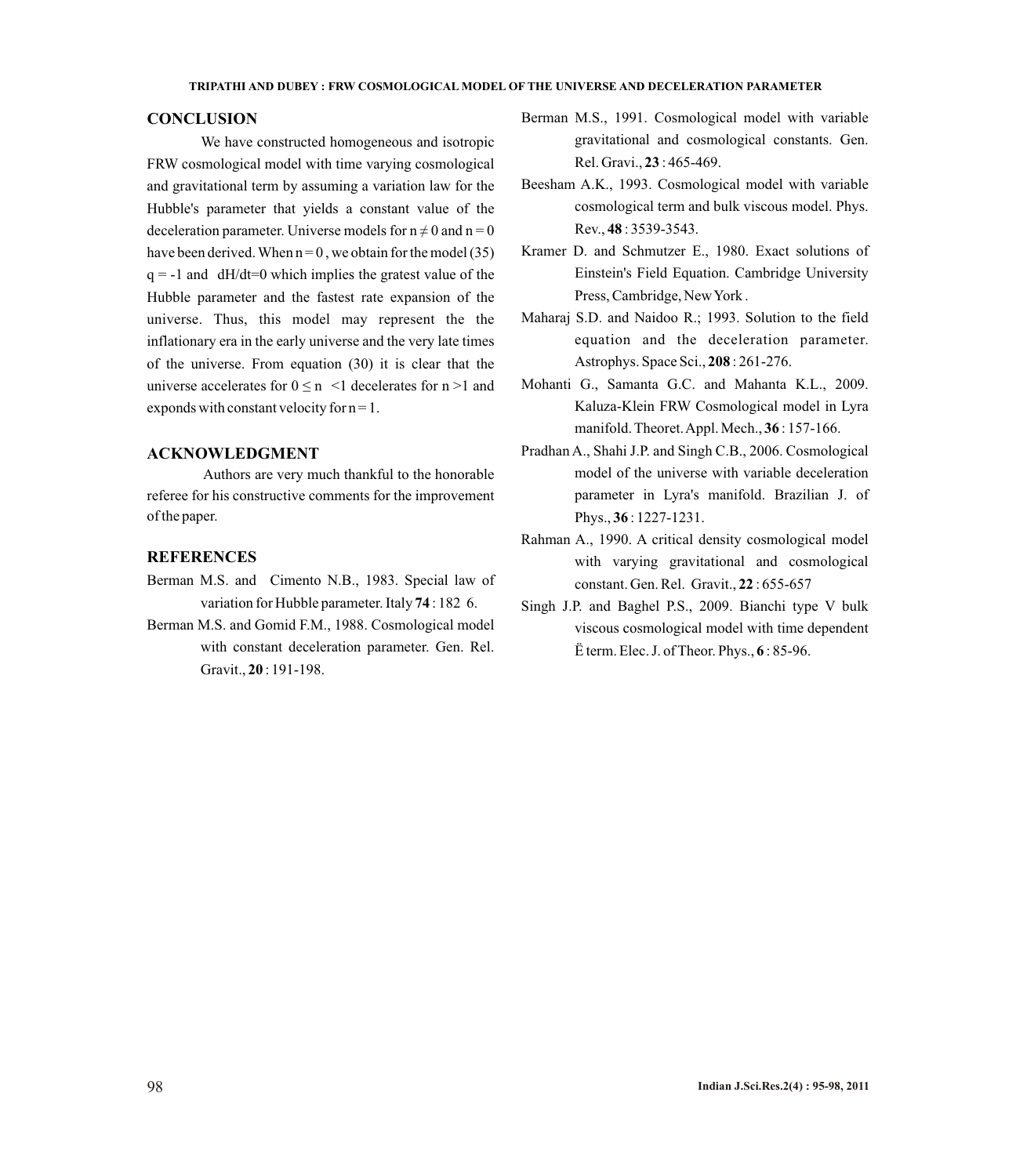## CONCLUSION

We have constructed homogeneous and isotropic FRW cosmological model with time varying cosmological and gravitational term by assuming a variation law for the Hubble's parameter that yields a constant value of the deceleration parameter. Universe models for $n \neq 0$ and $n = 0$ have been derived. When $n = 0$ , we obtain for the model (35) $q = -1$ and $dH/dt=0$ which implies the gratest value of the Hubble parameter and the fastest rate expansion of the universe. Thus, this model may represent the the inflationary era in the early universe and the very late times of the universe. From equation (30) it is clear that the universe accelerates for $0 \leq n < 1$ decelerates for $n > 1$ and exponds with constant velocity for $n = 1$.

## ACKNOWLEDGMENT

Authors are very much thankful to the honorable referee for his constructive comments for the improvement of the paper.

## REFERENCES

Berman M.S. and Cimento N.B., 1983. Special law of variation for Hubble parameter. Italy **74** : 182 6.

Berman M.S. and Gomid F.M., 1988. Cosmological model with constant deceleration parameter. Gen. Rel. Gravit., **20** : 191-198.

Berman M.S., 1991. Cosmological model with variable gravitational and cosmological constants. Gen. Rel. Gravi., **23** : 465-469.

Beesham A.K., 1993. Cosmological model with variable cosmological term and bulk viscous model. Phys. Rev., **48** : 3539-3543.

Kramer D. and Schmutzer E., 1980. Exact solutions of Einstein's Field Equation. Cambridge University Press, Cambridge, New York .

Maharaj S.D. and Naidoo R.; 1993. Solution to the field equation and the deceleration parameter. Astrophys. Space Sci., **208** : 261-276.

Mohanti G., Samanta G.C. and Mahanta K.L., 2009. Kaluza-Klein FRW Cosmological model in Lyra manifold. Theoret. Appl. Mech., **36** : 157-166.

Pradhan A., Shahi J.P. and Singh C.B., 2006. Cosmological model of the universe with variable deceleration parameter in Lyra's manifold. Brazilian J. of Phys., **36** : 1227-1231.

Rahman A., 1990. A critical density cosmological model with varying gravitational and cosmological constant. Gen. Rel. Gravit., **22** : 655-657

Singh J.P. and Baghel P.S., 2009. Bianchi type V bulk viscous cosmological model with time dependent Ë term. Elec. J. of Theor. Phys., **6** : 85-96.